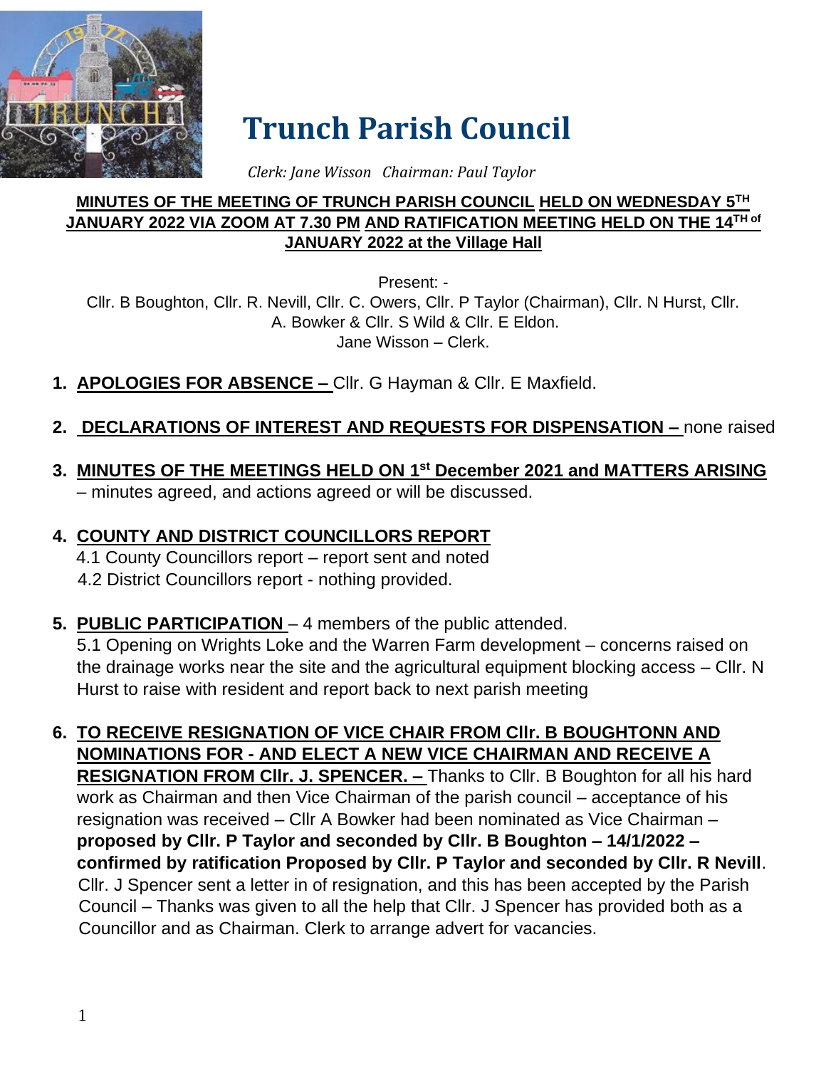# Trunch Parish Council

*Clerk: Jane Wisson Chairman: Paul Taylor*

**MINUTES OF THE MEETING OF TRUNCH PARISH COUNCIL HELD ON WEDNESDAY 5TH JANUARY 2022 VIA ZOOM AT 7.30 PM AND RATIFICATION MEETING HELD ON THE 14TH of JANUARY 2022 at the Village Hall**

Present: -
Cllr. B Boughton, Cllr. R. Nevill, Cllr. C. Owers, Cllr. P Taylor (Chairman), Cllr. N Hurst, Cllr. A. Bowker & Cllr. S Wild & Cllr. E Eldon.
Jane Wisson – Clerk.

1. **APOLOGIES FOR ABSENCE –** Cllr. G Hayman & Cllr. E Maxfield.

2. **DECLARATIONS OF INTEREST AND REQUESTS FOR DISPENSATION –** none raised

3. **MINUTES OF THE MEETINGS HELD ON 1st December 2021 and MATTERS ARISING** – minutes agreed, and actions agreed or will be discussed.

4. **COUNTY AND DISTRICT COUNCILLORS REPORT**
   4.1 County Councillors report – report sent and noted
   4.2 District Councillors report - nothing provided.

5. **PUBLIC PARTICIPATION** – 4 members of the public attended.
   5.1 Opening on Wrights Loke and the Warren Farm development – concerns raised on the drainage works near the site and the agricultural equipment blocking access – Cllr. N Hurst to raise with resident and report back to next parish meeting

6. **TO RECEIVE RESIGNATION OF VICE CHAIR FROM Cllr. B BOUGHTONN AND NOMINATIONS FOR - AND ELECT A NEW VICE CHAIRMAN AND RECEIVE A RESIGNATION FROM Cllr. J. SPENCER. –** Thanks to Cllr. B Boughton for all his hard work as Chairman and then Vice Chairman of the parish council – acceptance of his resignation was received – Cllr A Bowker had been nominated as Vice Chairman – **proposed by Cllr. P Taylor and seconded by Cllr. B Boughton – 14/1/2022 – confirmed by ratification Proposed by Cllr. P Taylor and seconded by Cllr. R Nevill**. Cllr. J Spencer sent a letter in of resignation, and this has been accepted by the Parish Council – Thanks was given to all the help that Cllr. J Spencer has provided both as a Councillor and as Chairman. Clerk to arrange advert for vacancies.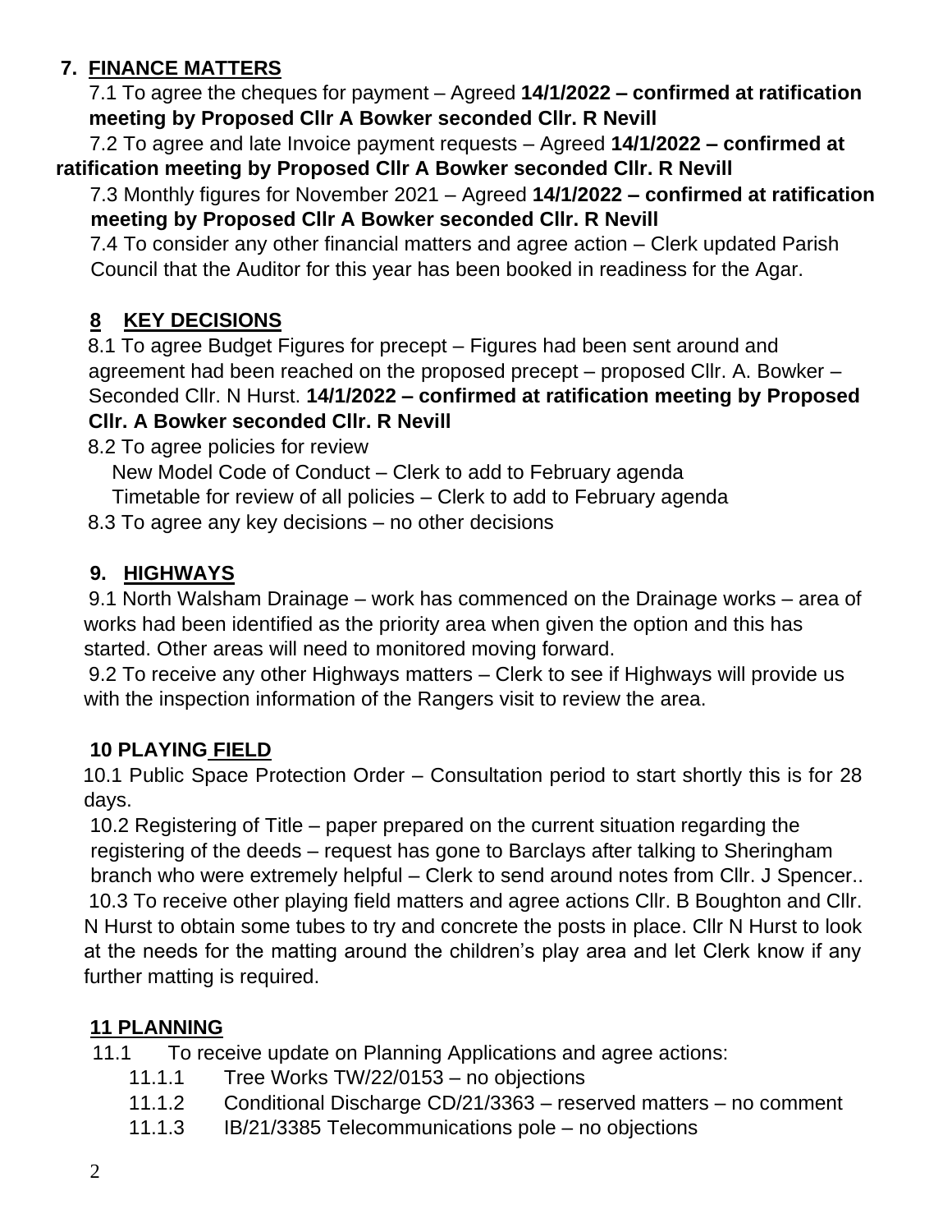## 7. FINANCE MATTERS

7.1 To agree the cheques for payment – Agreed **14/1/2022 – confirmed at ratification meeting by Proposed Cllr A Bowker seconded Cllr. R Nevill**

7.2 To agree and late Invoice payment requests – Agreed **14/1/2022 – confirmed at ratification meeting by Proposed Cllr A Bowker seconded Cllr. R Nevill**

7.3 Monthly figures for November 2021 – Agreed **14/1/2022 – confirmed at ratification meeting by Proposed Cllr A Bowker seconded Cllr. R Nevill**

7.4 To consider any other financial matters and agree action – Clerk updated Parish Council that the Auditor for this year has been booked in readiness for the Agar.

## 8 KEY DECISIONS

8.1 To agree Budget Figures for precept – Figures had been sent around and agreement had been reached on the proposed precept – proposed Cllr. A. Bowker – Seconded Cllr. N Hurst. **14/1/2022 – confirmed at ratification meeting by Proposed Cllr. A Bowker seconded Cllr. R Nevill**

8.2 To agree policies for review

New Model Code of Conduct – Clerk to add to February agenda

Timetable for review of all policies – Clerk to add to February agenda

8.3 To agree any key decisions – no other decisions

## 9. HIGHWAYS

9.1 North Walsham Drainage – work has commenced on the Drainage works – area of works had been identified as the priority area when given the option and this has started. Other areas will need to monitored moving forward.

9.2 To receive any other Highways matters – Clerk to see if Highways will provide us with the inspection information of the Rangers visit to review the area.

## 10 PLAYING FIELD

10.1 Public Space Protection Order – Consultation period to start shortly this is for 28 days.

10.2 Registering of Title – paper prepared on the current situation regarding the registering of the deeds – request has gone to Barclays after talking to Sheringham branch who were extremely helpful – Clerk to send around notes from Cllr. J Spencer..

10.3 To receive other playing field matters and agree actions Cllr. B Boughton and Cllr. N Hurst to obtain some tubes to try and concrete the posts in place. Cllr N Hurst to look at the needs for the matting around the children's play area and let Clerk know if any further matting is required.

## 11 PLANNING

11.1 To receive update on Planning Applications and agree actions:

- 11.1.1 Tree Works TW/22/0153 – no objections
- 11.1.2 Conditional Discharge CD/21/3363 – reserved matters – no comment
- 11.1.3 IB/21/3385 Telecommunications pole – no objections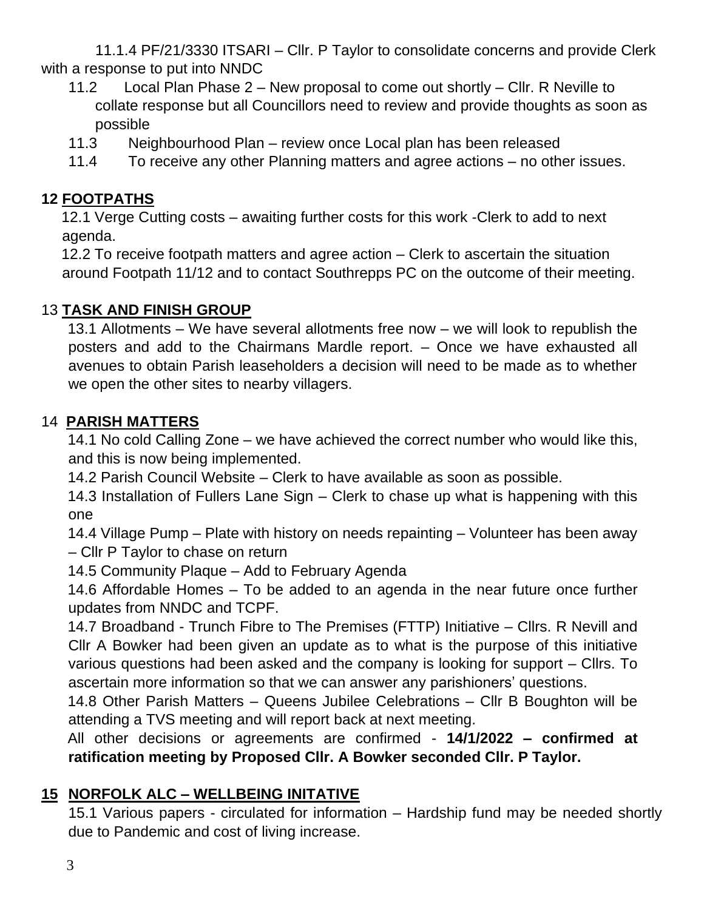11.1.4 PF/21/3330 ITSARI – Cllr. P Taylor to consolidate concerns and provide Clerk with a response to put into NNDC

11.2 Local Plan Phase 2 – New proposal to come out shortly – Cllr. R Neville to collate response but all Councillors need to review and provide thoughts as soon as possible

11.3 Neighbourhood Plan – review once Local plan has been released

11.4 To receive any other Planning matters and agree actions – no other issues.

## 12 <u>FOOTPATHS</u>

12.1 Verge Cutting costs – awaiting further costs for this work -Clerk to add to next agenda.

12.2 To receive footpath matters and agree action – Clerk to ascertain the situation around Footpath 11/12 and to contact Southrepps PC on the outcome of their meeting.

## 13 <u>TASK AND FINISH GROUP</u>

13.1 Allotments – We have several allotments free now – we will look to republish the posters and add to the Chairmans Mardle report. – Once we have exhausted all avenues to obtain Parish leaseholders a decision will need to be made as to whether we open the other sites to nearby villagers.

## 14 <u>PARISH MATTERS</u>

14.1 No cold Calling Zone – we have achieved the correct number who would like this, and this is now being implemented.

14.2 Parish Council Website – Clerk to have available as soon as possible.

14.3 Installation of Fullers Lane Sign – Clerk to chase up what is happening with this one

14.4 Village Pump – Plate with history on needs repainting – Volunteer has been away – Cllr P Taylor to chase on return

14.5 Community Plaque – Add to February Agenda

14.6 Affordable Homes – To be added to an agenda in the near future once further updates from NNDC and TCPF.

14.7 Broadband - Trunch Fibre to The Premises (FTTP) Initiative – Cllrs. R Nevill and Cllr A Bowker had been given an update as to what is the purpose of this initiative various questions had been asked and the company is looking for support – Cllrs. To ascertain more information so that we can answer any parishioners' questions.

14.8 Other Parish Matters – Queens Jubilee Celebrations – Cllr B Boughton will be attending a TVS meeting and will report back at next meeting.

All other decisions or agreements are confirmed - **14/1/2022 – confirmed at ratification meeting by Proposed Cllr. A Bowker seconded Cllr. P Taylor.**

## 15 <u>NORFOLK ALC – WELLBEING INITATIVE</u>

15.1 Various papers - circulated for information – Hardship fund may be needed shortly due to Pandemic and cost of living increase.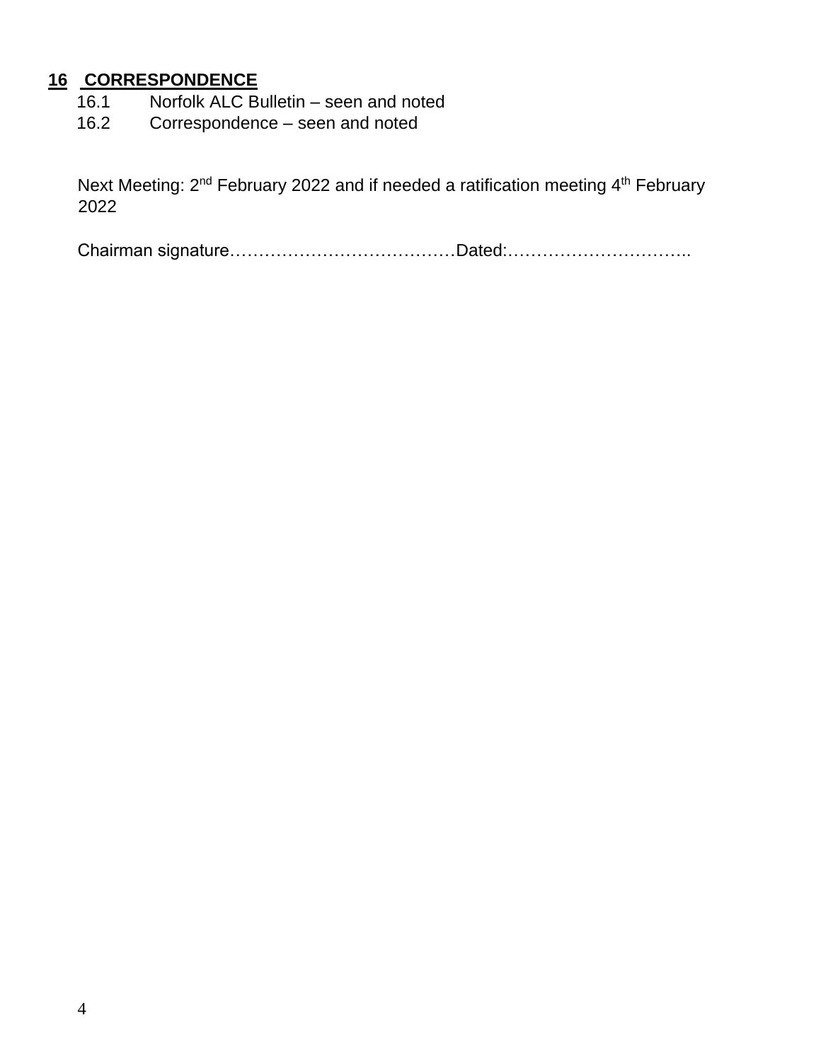## 16 CORRESPONDENCE

16.1 Norfolk ALC Bulletin – seen and noted

16.2 Correspondence – seen and noted

Next Meeting: 2nd February 2022 and if needed a ratification meeting 4th February 2022

Chairman signature…………………………………Dated:…………………………..